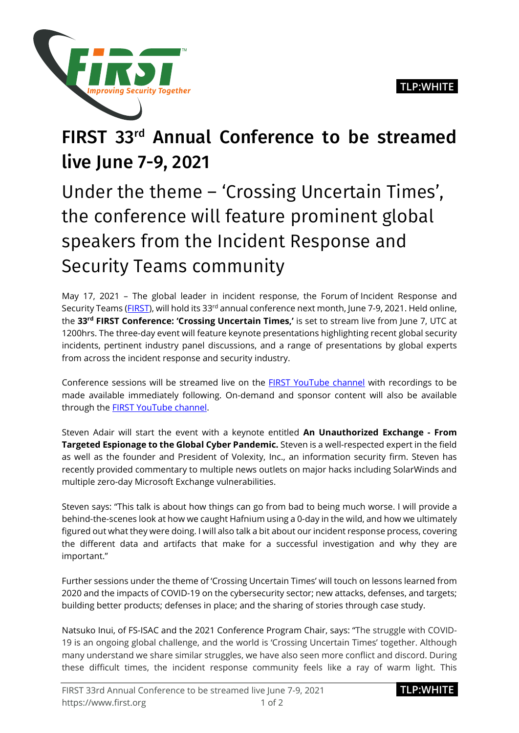TLP:WHITE

# FIRST 33rd Annual Conference to be streamed live June 7-9, 2021

## Under the theme – 'Crossing Uncertain Times', the conference will feature prominent global speakers from the Incident Response and Security Teams community

May 17, 2021 – The global leader in incident response, the Forum of Incident Response and Security Teams (FIRST), will hold its 33rd annual conference next month, June 7-9, 2021. Held online, the **33rd FIRST Conference: 'Crossing Uncertain Times,'** is set to stream live from June 7, UTC at 1200hrs. The three-day event will feature keynote presentations highlighting recent global security incidents, pertinent industry panel discussions, and a range of presentations by global experts from across the incident response and security industry.

Conference sessions will be streamed live on the FIRST YouTube channel with recordings to be made available immediately following. On-demand and sponsor content will also be available through the FIRST YouTube channel.

Steven Adair will start the event with a keynote entitled **An Unauthorized Exchange - From Targeted Espionage to the Global Cyber Pandemic.** Steven is a well-respected expert in the field as well as the founder and President of Volexity, Inc., an information security firm. Steven has recently provided commentary to multiple news outlets on major hacks including SolarWinds and multiple zero-day Microsoft Exchange vulnerabilities.

Steven says: "This talk is about how things can go from bad to being much worse. I will provide a behind-the-scenes look at how we caught Hafnium using a 0-day in the wild, and how we ultimately figured out what they were doing. I will also talk a bit about our incident response process, covering the different data and artifacts that make for a successful investigation and why they are important."

Further sessions under the theme of 'Crossing Uncertain Times' will touch on lessons learned from 2020 and the impacts of COVID-19 on the cybersecurity sector; new attacks, defenses, and targets; building better products; defenses in place; and the sharing of stories through case study.

Natsuko Inui, of FS-ISAC and the 2021 Conference Program Chair, says: "The struggle with COVID-19 is an ongoing global challenge, and the world is 'Crossing Uncertain Times' together. Although many understand we share similar struggles, we have also seen more conflict and discord. During these difficult times, the incident response community feels like a ray of warm light. This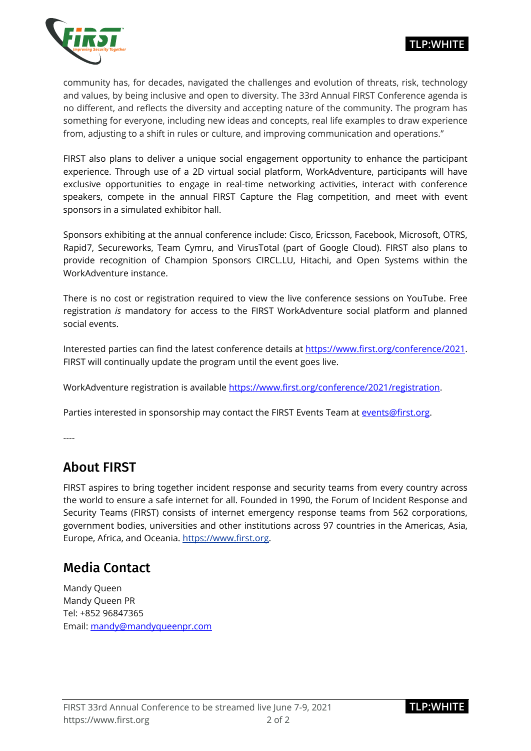community has, for decades, navigated the challenges and evolution of threats, risk, technology and values, by being inclusive and open to diversity. The 33rd Annual FIRST Conference agenda is no different, and reflects the diversity and accepting nature of the community. The program has something for everyone, including new ideas and concepts, real life examples to draw experience from, adjusting to a shift in rules or culture, and improving communication and operations."

FIRST also plans to deliver a unique social engagement opportunity to enhance the participant experience. Through use of a 2D virtual social platform, WorkAdventure, participants will have exclusive opportunities to engage in real-time networking activities, interact with conference speakers, compete in the annual FIRST Capture the Flag competition, and meet with event sponsors in a simulated exhibitor hall.

Sponsors exhibiting at the annual conference include: Cisco, Ericsson, Facebook, Microsoft, OTRS, Rapid7, Secureworks, Team Cymru, and VirusTotal (part of Google Cloud). FIRST also plans to provide recognition of Champion Sponsors CIRCL.LU, Hitachi, and Open Systems within the WorkAdventure instance.

There is no cost or registration required to view the live conference sessions on YouTube. Free registration *is* mandatory for access to the FIRST WorkAdventure social platform and planned social events.

Interested parties can find the latest conference details at https://www.first.org/conference/2021. FIRST will continually update the program until the event goes live.

WorkAdventure registration is available https://www.first.org/conference/2021/registration.

Parties interested in sponsorship may contact the FIRST Events Team at events@first.org.

----

## About FIRST

FIRST aspires to bring together incident response and security teams from every country across the world to ensure a safe internet for all. Founded in 1990, the Forum of Incident Response and Security Teams (FIRST) consists of internet emergency response teams from 562 corporations, government bodies, universities and other institutions across 97 countries in the Americas, Asia, Europe, Africa, and Oceania. https://www.first.org.

## Media Contact

Mandy Queen
Mandy Queen PR
Tel: +852 96847365
Email: mandy@mandyqueenpr.com